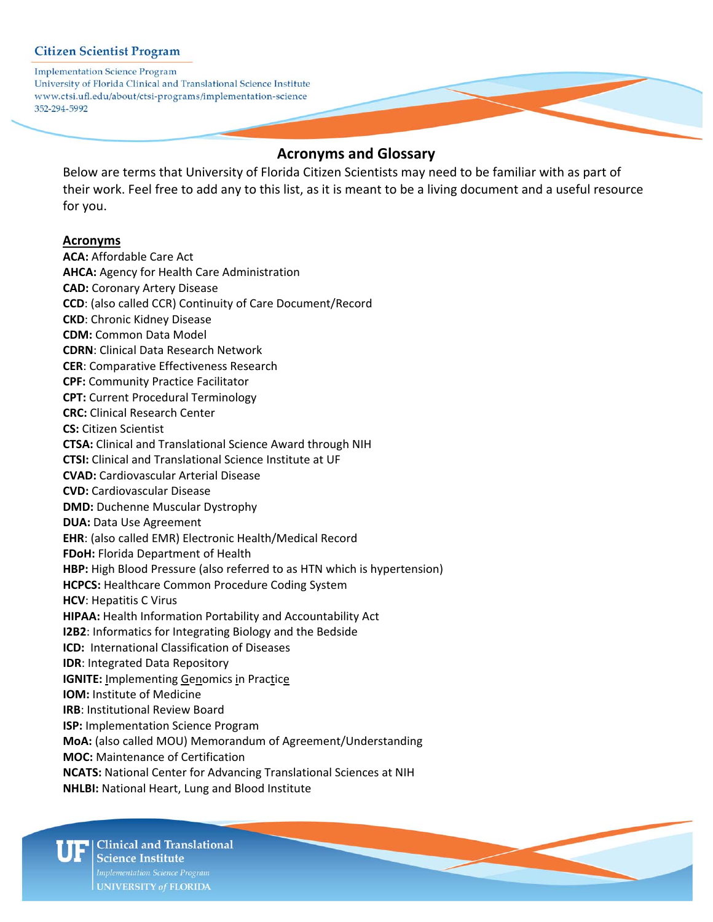Citizen Scientist Program

Implementation Science Program
University of Florida Clinical and Translational Science Institute
www.ctsi.ufl.edu/about/ctsi-programs/implementation-science
352-294-5992

# Acronyms and Glossary

Below are terms that University of Florida Citizen Scientists may need to be familiar with as part of their work. Feel free to add any to this list, as it is meant to be a living document and a useful resource for you.

## Acronyms

**ACA:** Affordable Care Act
**AHCA:** Agency for Health Care Administration
**CAD:** Coronary Artery Disease
**CCD**: (also called CCR) Continuity of Care Document/Record
**CKD**: Chronic Kidney Disease
**CDM:** Common Data Model
**CDRN**: Clinical Data Research Network
**CER**: Comparative Effectiveness Research
**CPF:** Community Practice Facilitator
**CPT:** Current Procedural Terminology
**CRC:** Clinical Research Center
**CS:** Citizen Scientist
**CTSA:** Clinical and Translational Science Award through NIH
**CTSI:** Clinical and Translational Science Institute at UF
**CVAD:** Cardiovascular Arterial Disease
**CVD:** Cardiovascular Disease
**DMD:** Duchenne Muscular Dystrophy
**DUA:** Data Use Agreement
**EHR**: (also called EMR) Electronic Health/Medical Record
**FDoH:** Florida Department of Health
**HBP:** High Blood Pressure (also referred to as HTN which is hypertension)
**HCPCS:** Healthcare Common Procedure Coding System
**HCV**: Hepatitis C Virus
**HIPAA:** Health Information Portability and Accountability Act
**I2B2**: Informatics for Integrating Biology and the Bedside
**ICD:** International Classification of Diseases
**IDR**: Integrated Data Repository
**IGNITE:** Implementing Genomics in Practice
**IOM:** Institute of Medicine
**IRB**: Institutional Review Board
**ISP:** Implementation Science Program
**MoA:** (also called MOU) Memorandum of Agreement/Understanding
**MOC:** Maintenance of Certification
**NCATS:** National Center for Advancing Translational Sciences at NIH
**NHLBI:** National Heart, Lung and Blood Institute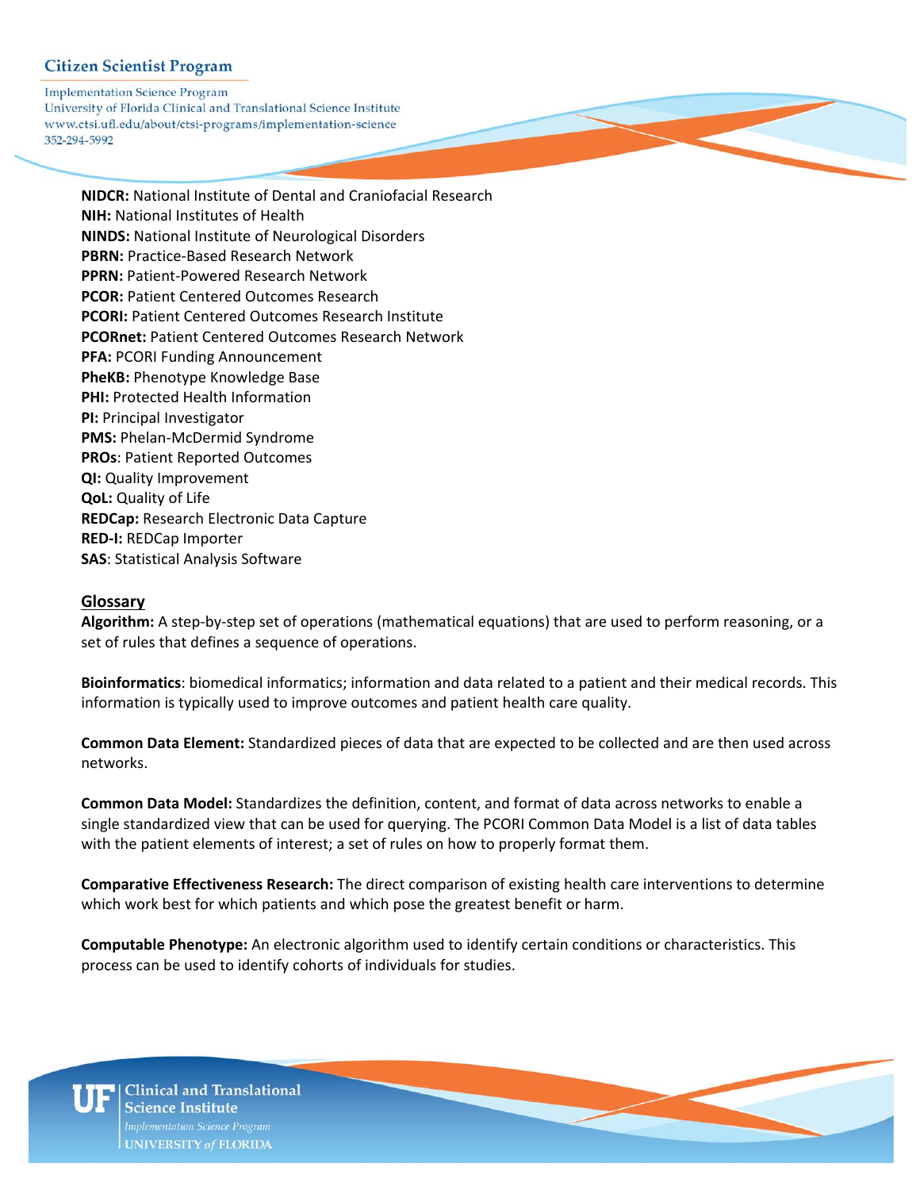**NIDCR:** National Institute of Dental and Craniofacial Research
**NIH:** National Institutes of Health
**NINDS:** National Institute of Neurological Disorders
**PBRN:** Practice-Based Research Network
**PPRN:** Patient-Powered Research Network
**PCOR:** Patient Centered Outcomes Research
**PCORI:** Patient Centered Outcomes Research Institute
**PCORnet:** Patient Centered Outcomes Research Network
**PFA:** PCORI Funding Announcement
**PheKB:** Phenotype Knowledge Base
**PHI:** Protected Health Information
**PI:** Principal Investigator
**PMS:** Phelan-McDermid Syndrome
**PROs**: Patient Reported Outcomes
**QI:** Quality Improvement
**QoL:** Quality of Life
**REDCap:** Research Electronic Data Capture
**RED-I:** REDCap Importer
**SAS**: Statistical Analysis Software

## Glossary

**Algorithm:** A step-by-step set of operations (mathematical equations) that are used to perform reasoning, or a set of rules that defines a sequence of operations.

**Bioinformatics**: biomedical informatics; information and data related to a patient and their medical records. This information is typically used to improve outcomes and patient health care quality.

**Common Data Element:** Standardized pieces of data that are expected to be collected and are then used across networks.

**Common Data Model:** Standardizes the definition, content, and format of data across networks to enable a single standardized view that can be used for querying. The PCORI Common Data Model is a list of data tables with the patient elements of interest; a set of rules on how to properly format them.

**Comparative Effectiveness Research:** The direct comparison of existing health care interventions to determine which work best for which patients and which pose the greatest benefit or harm.

**Computable Phenotype:** An electronic algorithm used to identify certain conditions or characteristics. This process can be used to identify cohorts of individuals for studies.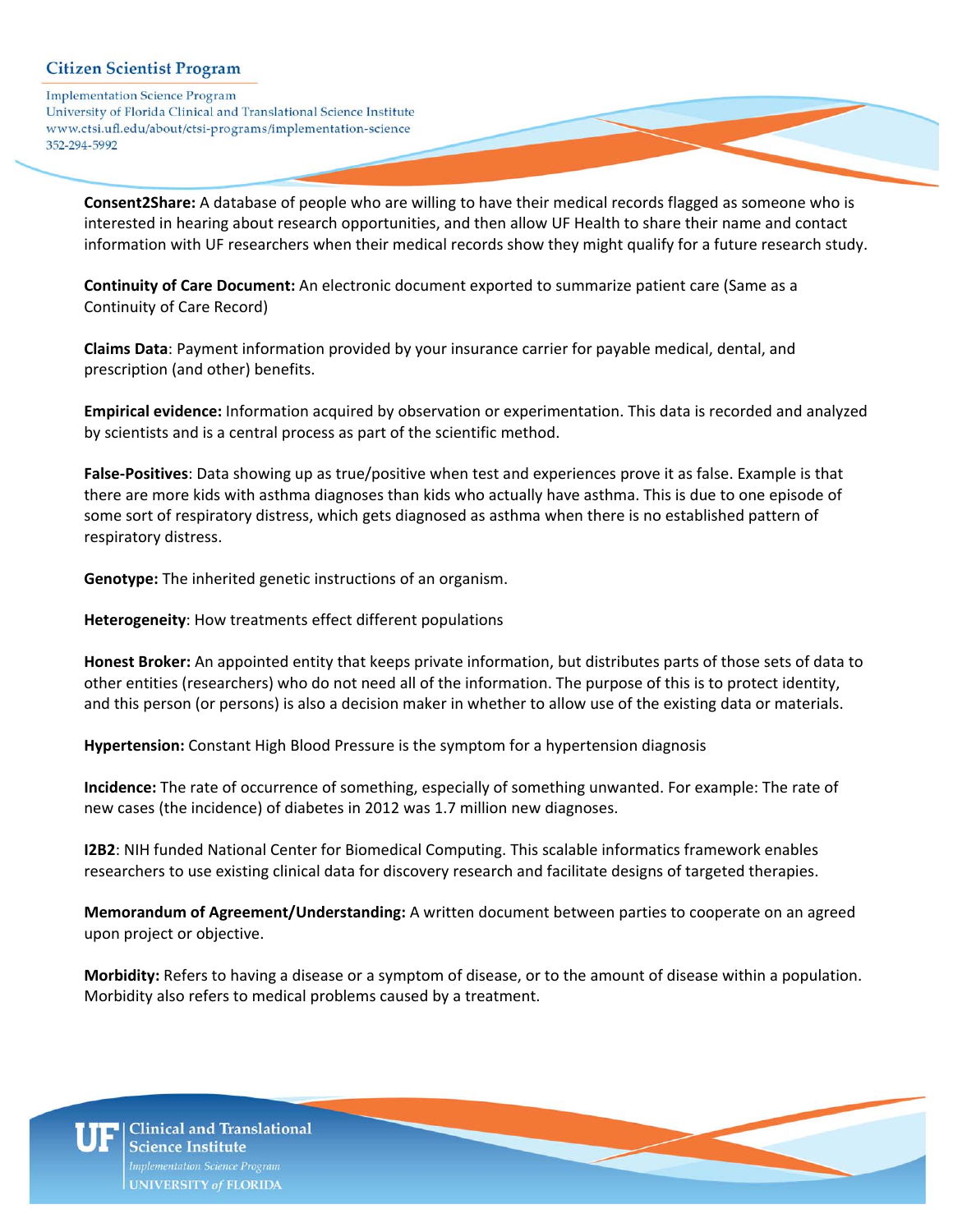**Consent2Share:** A database of people who are willing to have their medical records flagged as someone who is interested in hearing about research opportunities, and then allow UF Health to share their name and contact information with UF researchers when their medical records show they might qualify for a future research study.

**Continuity of Care Document:** An electronic document exported to summarize patient care (Same as a Continuity of Care Record)

**Claims Data**: Payment information provided by your insurance carrier for payable medical, dental, and prescription (and other) benefits.

**Empirical evidence:** Information acquired by observation or experimentation. This data is recorded and analyzed by scientists and is a central process as part of the scientific method.

**False-Positives**: Data showing up as true/positive when test and experiences prove it as false. Example is that there are more kids with asthma diagnoses than kids who actually have asthma. This is due to one episode of some sort of respiratory distress, which gets diagnosed as asthma when there is no established pattern of respiratory distress.

**Genotype:** The inherited genetic instructions of an organism.

**Heterogeneity**: How treatments effect different populations

**Honest Broker:** An appointed entity that keeps private information, but distributes parts of those sets of data to other entities (researchers) who do not need all of the information. The purpose of this is to protect identity, and this person (or persons) is also a decision maker in whether to allow use of the existing data or materials.

**Hypertension:** Constant High Blood Pressure is the symptom for a hypertension diagnosis

**Incidence:** The rate of occurrence of something, especially of something unwanted. For example: The rate of new cases (the incidence) of diabetes in 2012 was 1.7 million new diagnoses.

**I2B2**: NIH funded National Center for Biomedical Computing. This scalable informatics framework enables researchers to use existing clinical data for discovery research and facilitate designs of targeted therapies.

**Memorandum of Agreement/Understanding:** A written document between parties to cooperate on an agreed upon project or objective.

**Morbidity:** Refers to having a disease or a symptom of disease, or to the amount of disease within a population. Morbidity also refers to medical problems caused by a treatment.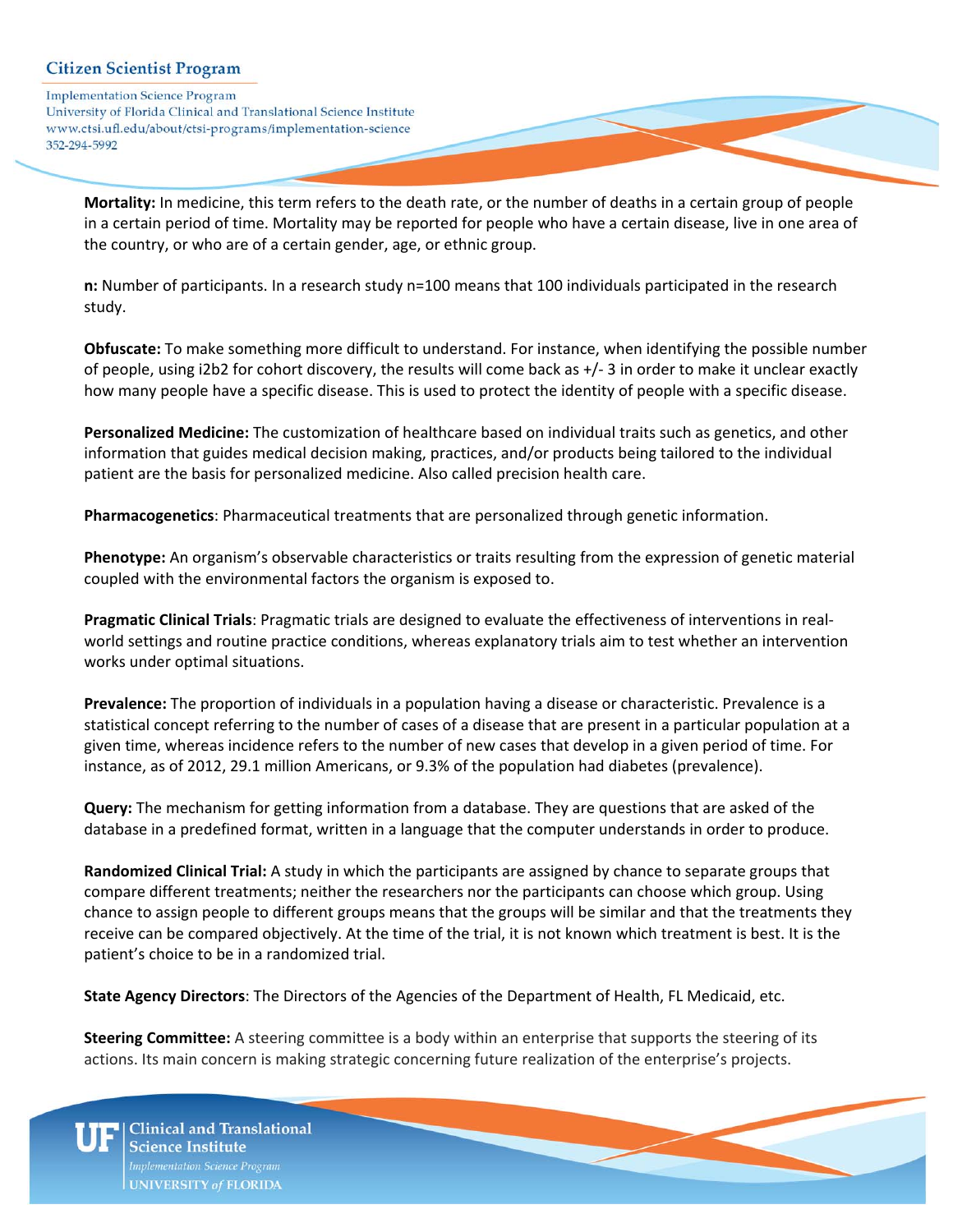**Mortality:** In medicine, this term refers to the death rate, or the number of deaths in a certain group of people in a certain period of time. Mortality may be reported for people who have a certain disease, live in one area of the country, or who are of a certain gender, age, or ethnic group.

**n:** Number of participants. In a research study n=100 means that 100 individuals participated in the research study.

**Obfuscate:** To make something more difficult to understand. For instance, when identifying the possible number of people, using i2b2 for cohort discovery, the results will come back as +/- 3 in order to make it unclear exactly how many people have a specific disease. This is used to protect the identity of people with a specific disease.

**Personalized Medicine:** The customization of healthcare based on individual traits such as genetics, and other information that guides medical decision making, practices, and/or products being tailored to the individual patient are the basis for personalized medicine. Also called precision health care.

**Pharmacogenetics**: Pharmaceutical treatments that are personalized through genetic information.

**Phenotype:** An organism's observable characteristics or traits resulting from the expression of genetic material coupled with the environmental factors the organism is exposed to.

**Pragmatic Clinical Trials**: Pragmatic trials are designed to evaluate the effectiveness of interventions in real-world settings and routine practice conditions, whereas explanatory trials aim to test whether an intervention works under optimal situations.

**Prevalence:** The proportion of individuals in a population having a disease or characteristic. Prevalence is a statistical concept referring to the number of cases of a disease that are present in a particular population at a given time, whereas incidence refers to the number of new cases that develop in a given period of time. For instance, as of 2012, 29.1 million Americans, or 9.3% of the population had diabetes (prevalence).

**Query:** The mechanism for getting information from a database. They are questions that are asked of the database in a predefined format, written in a language that the computer understands in order to produce.

**Randomized Clinical Trial:** A study in which the participants are assigned by chance to separate groups that compare different treatments; neither the researchers nor the participants can choose which group. Using chance to assign people to different groups means that the groups will be similar and that the treatments they receive can be compared objectively. At the time of the trial, it is not known which treatment is best. It is the patient's choice to be in a randomized trial.

**State Agency Directors**: The Directors of the Agencies of the Department of Health, FL Medicaid, etc.

**Steering Committee:** A steering committee is a body within an enterprise that supports the steering of its actions. Its main concern is making strategic concerning future realization of the enterprise's projects.